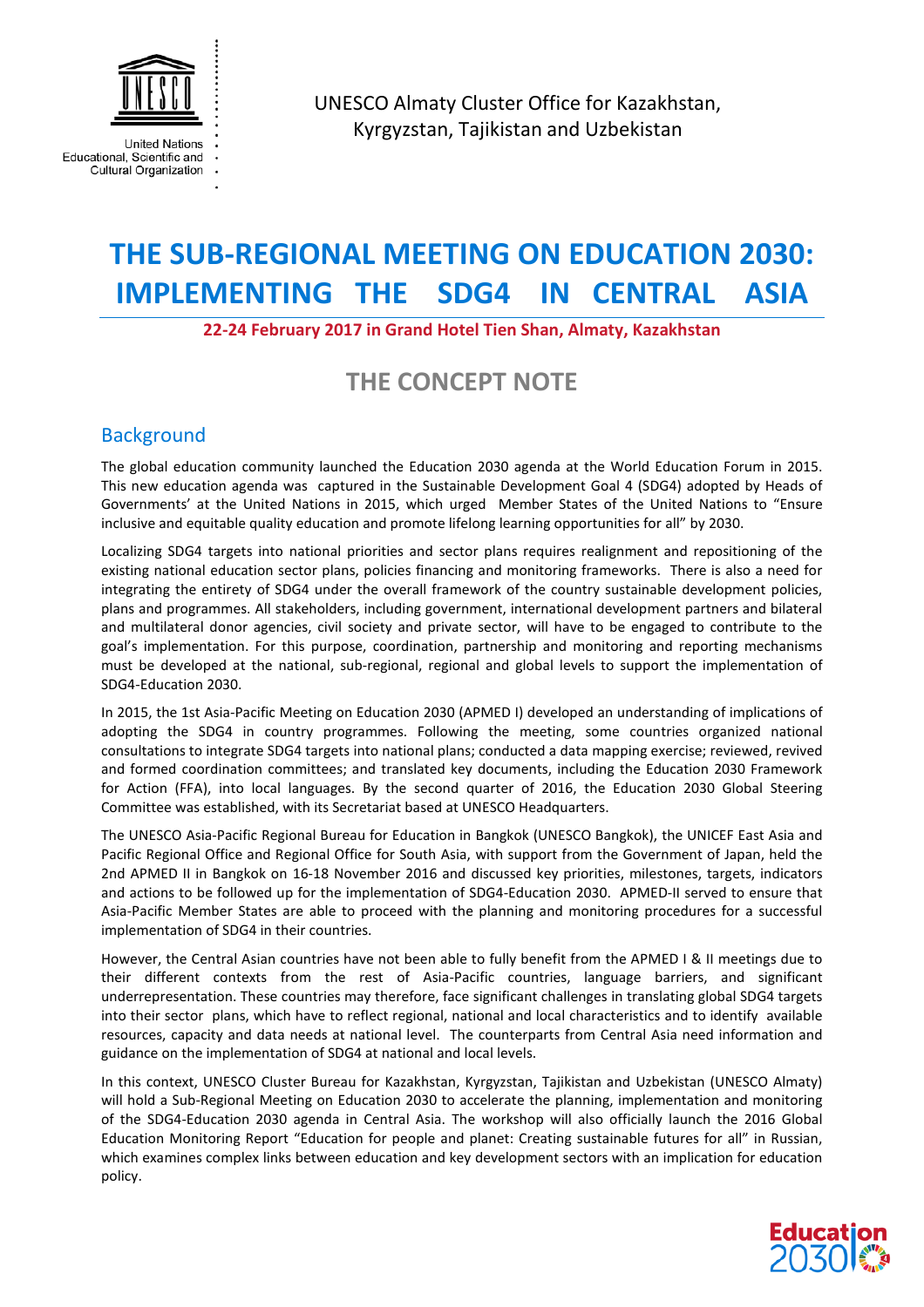United Nations
Educational, Scientific and
Cultural Organization

UNESCO Almaty Cluster Office for Kazakhstan, Kyrgyzstan, Tajikistan and Uzbekistan

# THE SUB-REGIONAL MEETING ON EDUCATION 2030: IMPLEMENTING THE SDG4 IN CENTRAL ASIA

**22-24 February 2017 in Grand Hotel Tien Shan, Almaty, Kazakhstan**

## THE CONCEPT NOTE

### Background

The global education community launched the Education 2030 agenda at the World Education Forum in 2015. This new education agenda was captured in the Sustainable Development Goal 4 (SDG4) adopted by Heads of Governments' at the United Nations in 2015, which urged Member States of the United Nations to "Ensure inclusive and equitable quality education and promote lifelong learning opportunities for all" by 2030.

Localizing SDG4 targets into national priorities and sector plans requires realignment and repositioning of the existing national education sector plans, policies financing and monitoring frameworks. There is also a need for integrating the entirety of SDG4 under the overall framework of the country sustainable development policies, plans and programmes. All stakeholders, including government, international development partners and bilateral and multilateral donor agencies, civil society and private sector, will have to be engaged to contribute to the goal's implementation. For this purpose, coordination, partnership and monitoring and reporting mechanisms must be developed at the national, sub-regional, regional and global levels to support the implementation of SDG4-Education 2030.

In 2015, the 1st Asia-Pacific Meeting on Education 2030 (APMED I) developed an understanding of implications of adopting the SDG4 in country programmes. Following the meeting, some countries organized national consultations to integrate SDG4 targets into national plans; conducted a data mapping exercise; reviewed, revived and formed coordination committees; and translated key documents, including the Education 2030 Framework for Action (FFA), into local languages. By the second quarter of 2016, the Education 2030 Global Steering Committee was established, with its Secretariat based at UNESCO Headquarters.

The UNESCO Asia-Pacific Regional Bureau for Education in Bangkok (UNESCO Bangkok), the UNICEF East Asia and Pacific Regional Office and Regional Office for South Asia, with support from the Government of Japan, held the 2nd APMED II in Bangkok on 16-18 November 2016 and discussed key priorities, milestones, targets, indicators and actions to be followed up for the implementation of SDG4-Education 2030. APMED-II served to ensure that Asia-Pacific Member States are able to proceed with the planning and monitoring procedures for a successful implementation of SDG4 in their countries.

However, the Central Asian countries have not been able to fully benefit from the APMED I & II meetings due to their different contexts from the rest of Asia-Pacific countries, language barriers, and significant underrepresentation. These countries may therefore, face significant challenges in translating global SDG4 targets into their sector plans, which have to reflect regional, national and local characteristics and to identify available resources, capacity and data needs at national level. The counterparts from Central Asia need information and guidance on the implementation of SDG4 at national and local levels.

In this context, UNESCO Cluster Bureau for Kazakhstan, Kyrgyzstan, Tajikistan and Uzbekistan (UNESCO Almaty) will hold a Sub-Regional Meeting on Education 2030 to accelerate the planning, implementation and monitoring of the SDG4-Education 2030 agenda in Central Asia. The workshop will also officially launch the 2016 Global Education Monitoring Report "Education for people and planet: Creating sustainable futures for all" in Russian, which examines complex links between education and key development sectors with an implication for education policy.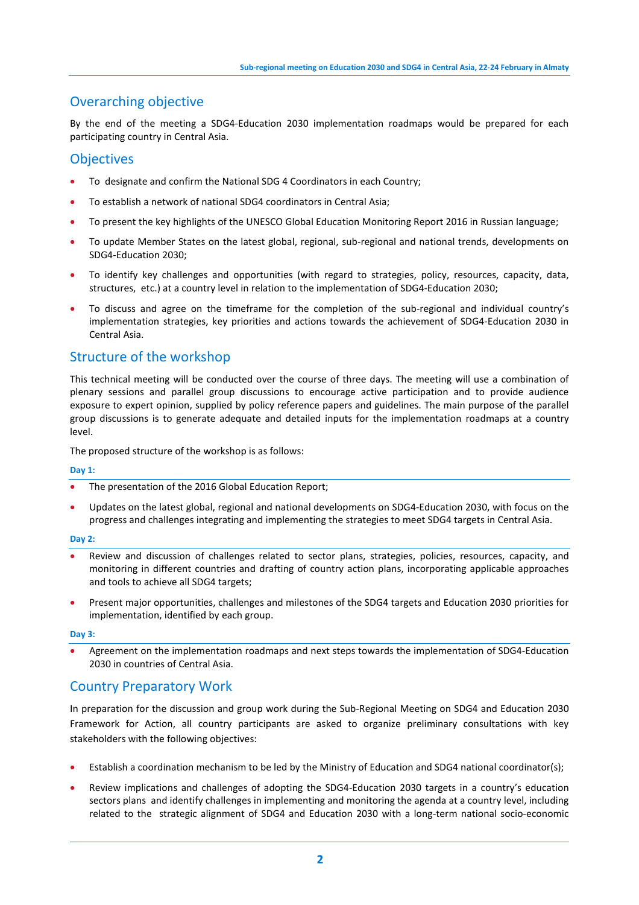## Overarching objective

By the end of the meeting a SDG4-Education 2030 implementation roadmaps would be prepared for each participating country in Central Asia.

## Objectives

- To designate and confirm the National SDG 4 Coordinators in each Country;
- To establish a network of national SDG4 coordinators in Central Asia;
- To present the key highlights of the UNESCO Global Education Monitoring Report 2016 in Russian language;
- To update Member States on the latest global, regional, sub-regional and national trends, developments on SDG4-Education 2030;
- To identify key challenges and opportunities (with regard to strategies, policy, resources, capacity, data, structures, etc.) at a country level in relation to the implementation of SDG4-Education 2030;
- To discuss and agree on the timeframe for the completion of the sub-regional and individual country's implementation strategies, key priorities and actions towards the achievement of SDG4-Education 2030 in Central Asia.

## Structure of the workshop

This technical meeting will be conducted over the course of three days. The meeting will use a combination of plenary sessions and parallel group discussions to encourage active participation and to provide audience exposure to expert opinion, supplied by policy reference papers and guidelines. The main purpose of the parallel group discussions is to generate adequate and detailed inputs for the implementation roadmaps at a country level.

The proposed structure of the workshop is as follows:

**Day 1:**

- The presentation of the 2016 Global Education Report;
- Updates on the latest global, regional and national developments on SDG4-Education 2030, with focus on the progress and challenges integrating and implementing the strategies to meet SDG4 targets in Central Asia.

**Day 2:**

- Review and discussion of challenges related to sector plans, strategies, policies, resources, capacity, and monitoring in different countries and drafting of country action plans, incorporating applicable approaches and tools to achieve all SDG4 targets;
- Present major opportunities, challenges and milestones of the SDG4 targets and Education 2030 priorities for implementation, identified by each group.

**Day 3:**

- Agreement on the implementation roadmaps and next steps towards the implementation of SDG4-Education 2030 in countries of Central Asia.

## Country Preparatory Work

In preparation for the discussion and group work during the Sub-Regional Meeting on SDG4 and Education 2030 Framework for Action, all country participants are asked to organize preliminary consultations with key stakeholders with the following objectives:

- Establish a coordination mechanism to be led by the Ministry of Education and SDG4 national coordinator(s);
- Review implications and challenges of adopting the SDG4-Education 2030 targets in a country's education sectors plans and identify challenges in implementing and monitoring the agenda at a country level, including related to the strategic alignment of SDG4 and Education 2030 with a long-term national socio-economic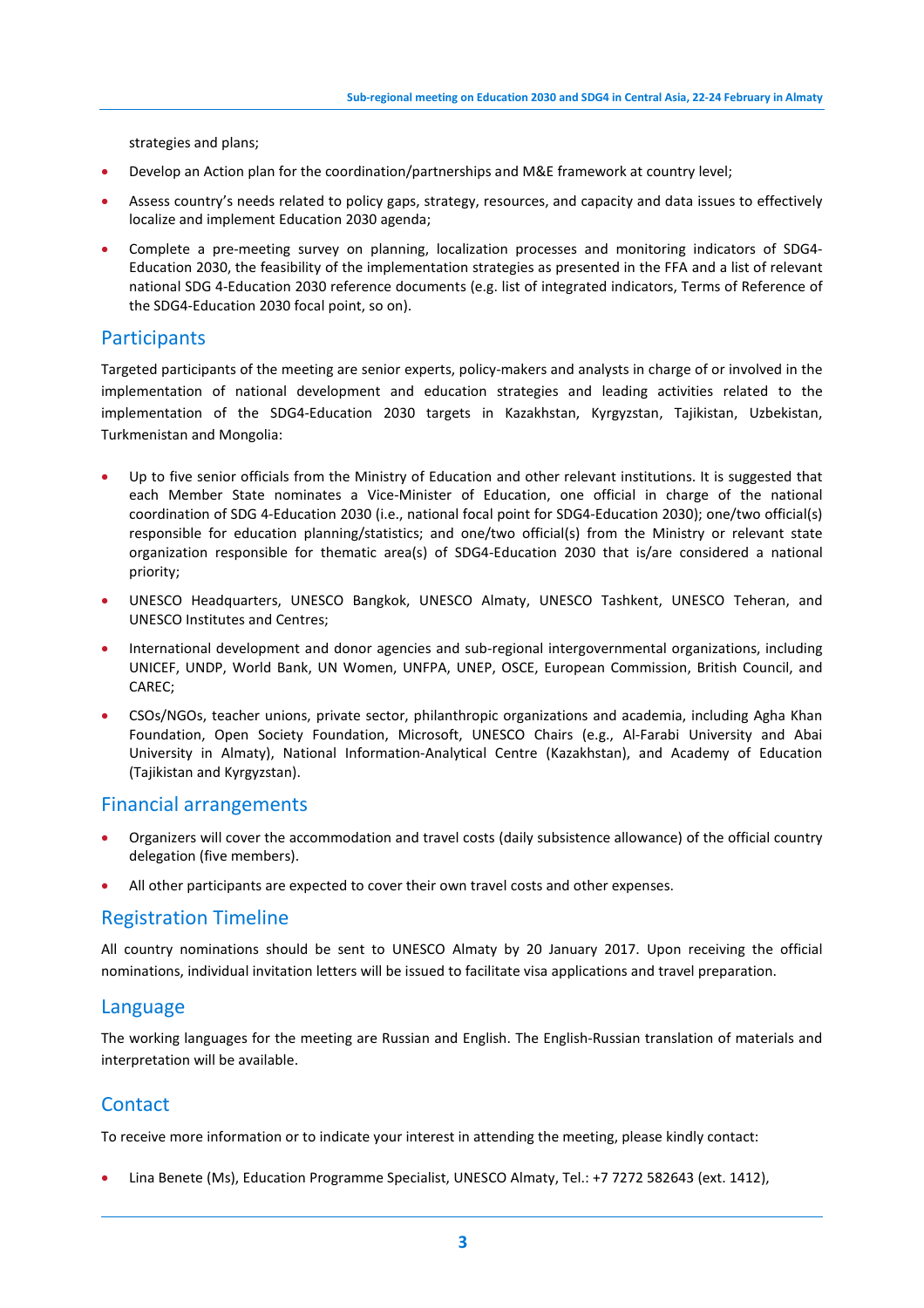strategies and plans;

- Develop an Action plan for the coordination/partnerships and M&E framework at country level;
- Assess country's needs related to policy gaps, strategy, resources, and capacity and data issues to effectively localize and implement Education 2030 agenda;
- Complete a pre-meeting survey on planning, localization processes and monitoring indicators of SDG4-Education 2030, the feasibility of the implementation strategies as presented in the FFA and a list of relevant national SDG 4-Education 2030 reference documents (e.g. list of integrated indicators, Terms of Reference of the SDG4-Education 2030 focal point, so on).

## Participants

Targeted participants of the meeting are senior experts, policy-makers and analysts in charge of or involved in the implementation of national development and education strategies and leading activities related to the implementation of the SDG4-Education 2030 targets in Kazakhstan, Kyrgyzstan, Tajikistan, Uzbekistan, Turkmenistan and Mongolia:

- Up to five senior officials from the Ministry of Education and other relevant institutions. It is suggested that each Member State nominates a Vice-Minister of Education, one official in charge of the national coordination of SDG 4-Education 2030 (i.e., national focal point for SDG4-Education 2030); one/two official(s) responsible for education planning/statistics; and one/two official(s) from the Ministry or relevant state organization responsible for thematic area(s) of SDG4-Education 2030 that is/are considered a national priority;
- UNESCO Headquarters, UNESCO Bangkok, UNESCO Almaty, UNESCO Tashkent, UNESCO Teheran, and UNESCO Institutes and Centres;
- International development and donor agencies and sub-regional intergovernmental organizations, including UNICEF, UNDP, World Bank, UN Women, UNFPA, UNEP, OSCE, European Commission, British Council, and CAREC;
- CSOs/NGOs, teacher unions, private sector, philanthropic organizations and academia, including Agha Khan Foundation, Open Society Foundation, Microsoft, UNESCO Chairs (e.g., Al-Farabi University and Abai University in Almaty), National Information-Analytical Centre (Kazakhstan), and Academy of Education (Tajikistan and Kyrgyzstan).

## Financial arrangements

- Organizers will cover the accommodation and travel costs (daily subsistence allowance) of the official country delegation (five members).
- All other participants are expected to cover their own travel costs and other expenses.

## Registration Timeline

All country nominations should be sent to UNESCO Almaty by 20 January 2017. Upon receiving the official nominations, individual invitation letters will be issued to facilitate visa applications and travel preparation.

## Language

The working languages for the meeting are Russian and English. The English-Russian translation of materials and interpretation will be available.

## Contact

To receive more information or to indicate your interest in attending the meeting, please kindly contact:

- Lina Benete (Ms), Education Programme Specialist, UNESCO Almaty, Tel.: +7 7272 582643 (ext. 1412),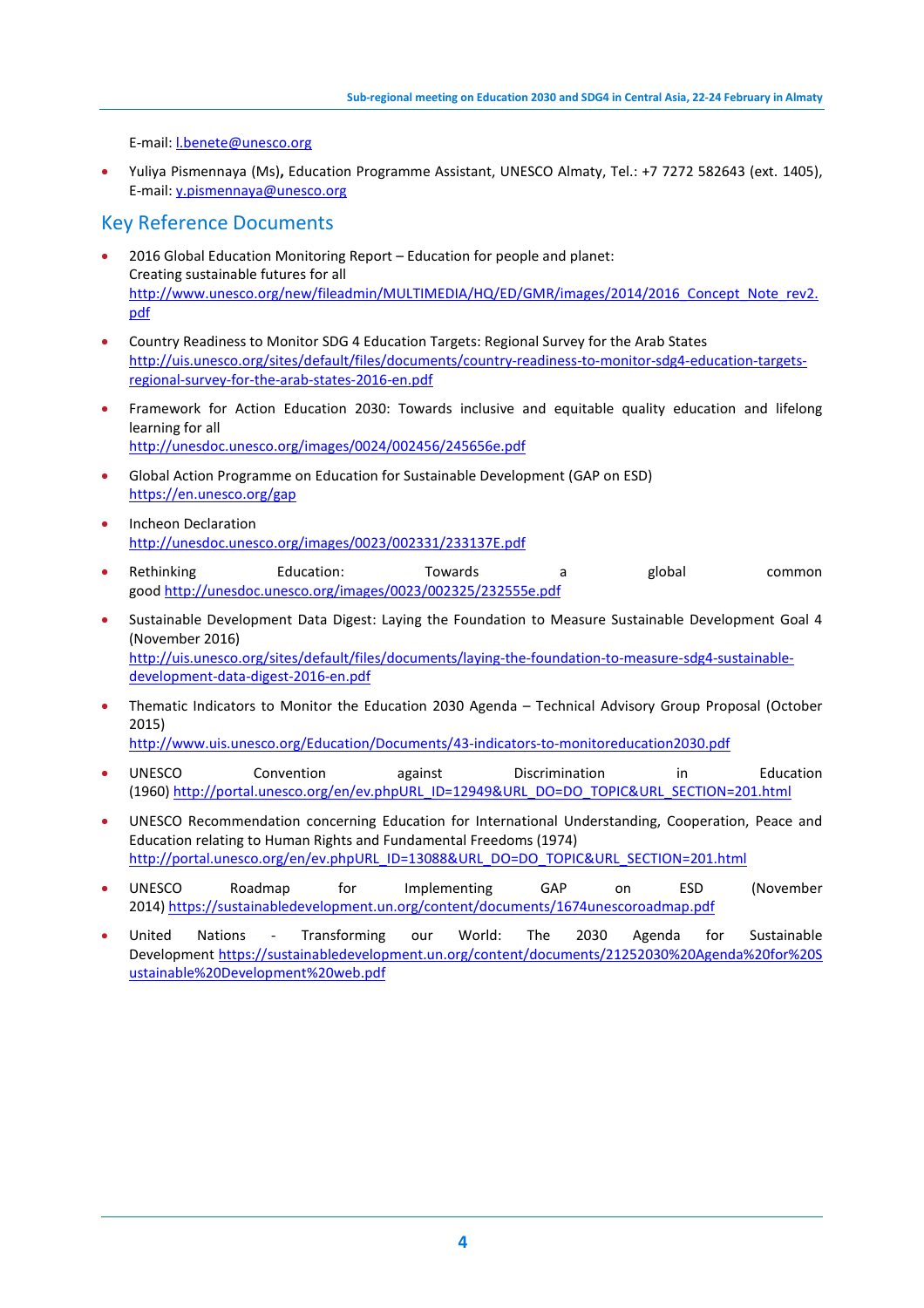E-mail: l.benete@unesco.org

- Yuliya Pismennaya (Ms), Education Programme Assistant, UNESCO Almaty, Tel.: +7 7272 582643 (ext. 1405), E-mail: y.pismennaya@unesco.org

## Key Reference Documents

- 2016 Global Education Monitoring Report – Education for people and planet: Creating sustainable futures for all
  http://www.unesco.org/new/fileadmin/MULTIMEDIA/HQ/ED/GMR/images/2014/2016_Concept_Note_rev2.pdf
- Country Readiness to Monitor SDG 4 Education Targets: Regional Survey for the Arab States
  http://uis.unesco.org/sites/default/files/documents/country-readiness-to-monitor-sdg4-education-targets-regional-survey-for-the-arab-states-2016-en.pdf
- Framework for Action Education 2030: Towards inclusive and equitable quality education and lifelong learning for all
  http://unesdoc.unesco.org/images/0024/002456/245656e.pdf
- Global Action Programme on Education for Sustainable Development (GAP on ESD)
  https://en.unesco.org/gap
- Incheon Declaration
  http://unesdoc.unesco.org/images/0023/002331/233137E.pdf
- Rethinking Education: Towards a global common good http://unesdoc.unesco.org/images/0023/002325/232555e.pdf
- Sustainable Development Data Digest: Laying the Foundation to Measure Sustainable Development Goal 4 (November 2016)
  http://uis.unesco.org/sites/default/files/documents/laying-the-foundation-to-measure-sdg4-sustainable-development-data-digest-2016-en.pdf
- Thematic Indicators to Monitor the Education 2030 Agenda – Technical Advisory Group Proposal (October 2015)
  http://www.uis.unesco.org/Education/Documents/43-indicators-to-monitoreducation2030.pdf
- UNESCO Convention against Discrimination in Education (1960) http://portal.unesco.org/en/ev.phpURL_ID=12949&URL_DO=DO_TOPIC&URL_SECTION=201.html
- UNESCO Recommendation concerning Education for International Understanding, Cooperation, Peace and Education relating to Human Rights and Fundamental Freedoms (1974)
  http://portal.unesco.org/en/ev.phpURL_ID=13088&URL_DO=DO_TOPIC&URL_SECTION=201.html
- UNESCO Roadmap for Implementing GAP on ESD (November 2014) https://sustainabledevelopment.un.org/content/documents/1674unescoroadmap.pdf
- United Nations - Transforming our World: The 2030 Agenda for Sustainable Development https://sustainabledevelopment.un.org/content/documents/21252030%20Agenda%20for%20Sustainable%20Development%20web.pdf